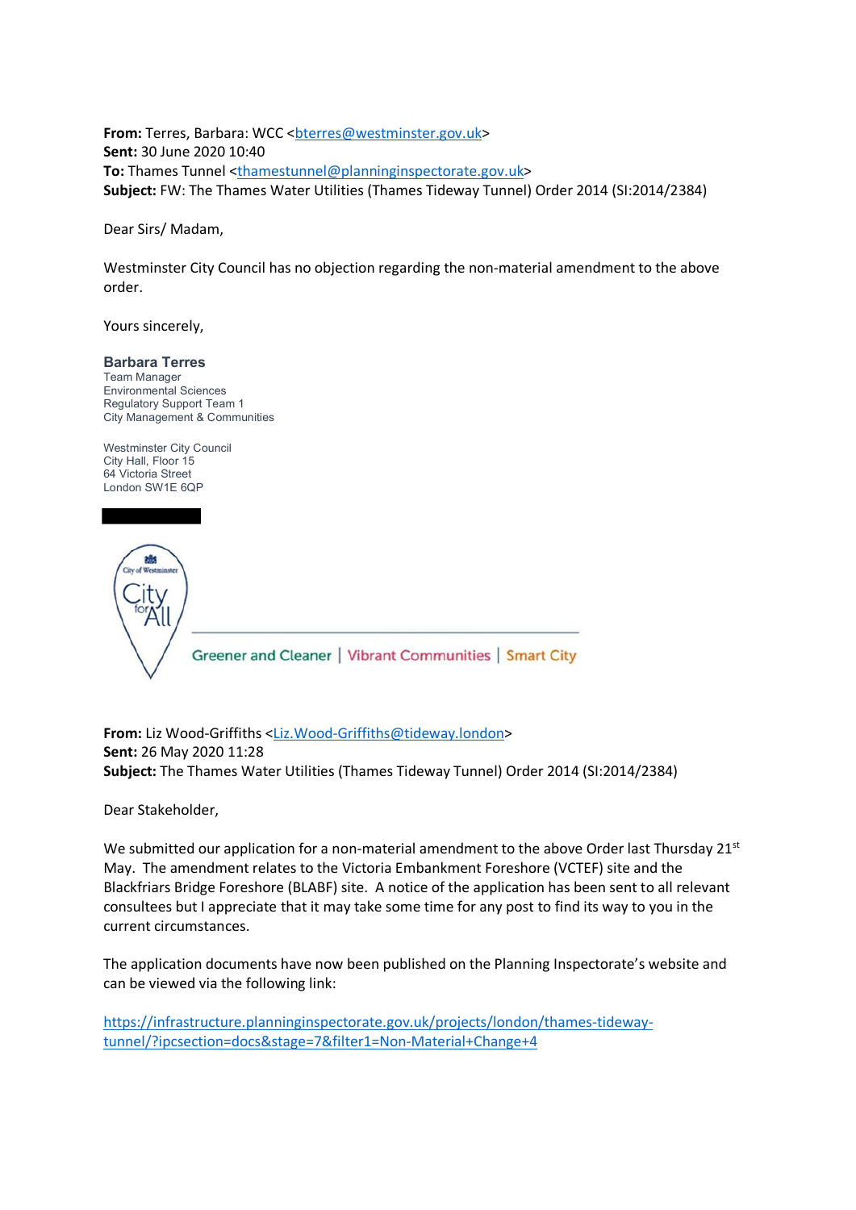**From:** Terres, Barbara: WCC <bterres@westminster.gov.uk>
**Sent:** 30 June 2020 10:40
**To:** Thames Tunnel <thamestunnel@planninginspectorate.gov.uk>
**Subject:** FW: The Thames Water Utilities (Thames Tideway Tunnel) Order 2014 (SI:2014/2384)

Dear Sirs/ Madam,

Westminster City Council has no objection regarding the non-material amendment to the above order.

Yours sincerely,

**Barbara Terres**
Team Manager
Environmental Sciences
Regulatory Support Team 1
City Management & Communities

Westminster City Council
City Hall, Floor 15
64 Victoria Street
London SW1E 6QP

City of Westminster — City for All

Greener and Cleaner | Vibrant Communities | Smart City

**From:** Liz Wood-Griffiths <Liz.Wood-Griffiths@tideway.london>
**Sent:** 26 May 2020 11:28
**Subject:** The Thames Water Utilities (Thames Tideway Tunnel) Order 2014 (SI:2014/2384)

Dear Stakeholder,

We submitted our application for a non-material amendment to the above Order last Thursday 21st May. The amendment relates to the Victoria Embankment Foreshore (VCTEF) site and the Blackfriars Bridge Foreshore (BLABF) site. A notice of the application has been sent to all relevant consultees but I appreciate that it may take some time for any post to find its way to you in the current circumstances.

The application documents have now been published on the Planning Inspectorate's website and can be viewed via the following link:

https://infrastructure.planninginspectorate.gov.uk/projects/london/thames-tideway-tunnel/?ipcsection=docs&stage=7&filter1=Non-Material+Change+4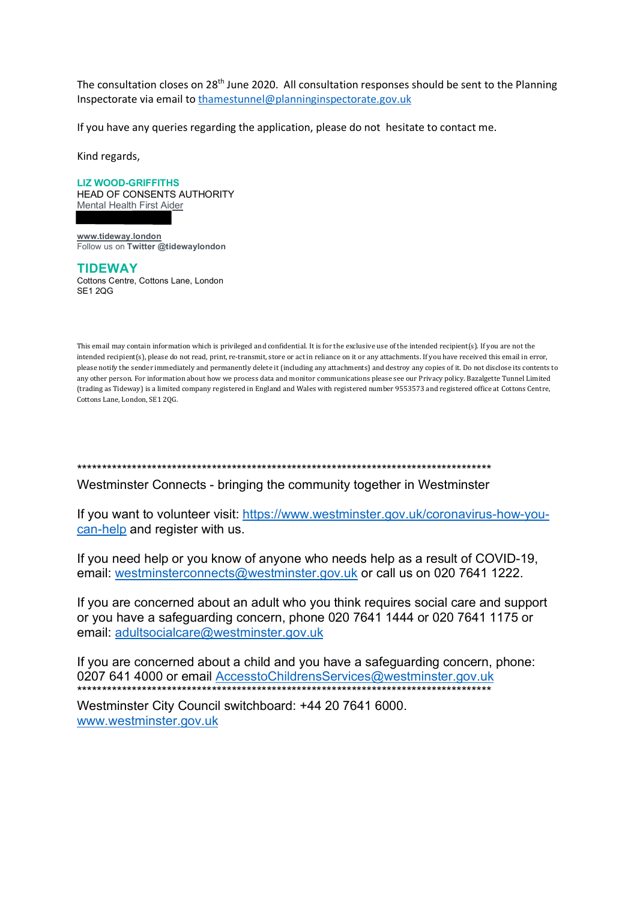The consultation closes on 28th June 2020. All consultation responses should be sent to the Planning Inspectorate via email to thamestunnel@planninginspectorate.gov.uk

If you have any queries regarding the application, please do not hesitate to contact me.

Kind regards,

**LIZ WOOD-GRIFFITHS**
HEAD OF CONSENTS AUTHORITY
Mental Health First Aider

www.tideway.london
Follow us on **Twitter @tidewaylondon**

**TIDEWAY**
Cottons Centre, Cottons Lane, London
SE1 2QG

This email may contain information which is privileged and confidential. It is for the exclusive use of the intended recipient(s). If you are not the intended recipient(s), please do not read, print, re-transmit, store or act in reliance on it or any attachments. If you have received this email in error, please notify the sender immediately and permanently delete it (including any attachments) and destroy any copies of it. Do not disclose its contents to any other person. For information about how we process data and monitor communications please see our Privacy policy. Bazalgette Tunnel Limited (trading as Tideway) is a limited company registered in England and Wales with registered number 9553573 and registered office at Cottons Centre, Cottons Lane, London, SE1 2QG.

*************************************************************************************

Westminster Connects - bringing the community together in Westminster

If you want to volunteer visit: https://www.westminster.gov.uk/coronavirus-how-you-can-help and register with us.

If you need help or you know of anyone who needs help as a result of COVID-19, email: westminsterconnects@westminster.gov.uk or call us on 020 7641 1222.

If you are concerned about an adult who you think requires social care and support or you have a safeguarding concern, phone 020 7641 1444 or 020 7641 1175 or email: adultsocialcare@westminster.gov.uk

If you are concerned about a child and you have a safeguarding concern, phone: 0207 641 4000 or email AccesstoChildrensServices@westminster.gov.uk

*************************************************************************************

Westminster City Council switchboard: +44 20 7641 6000.
www.westminster.gov.uk